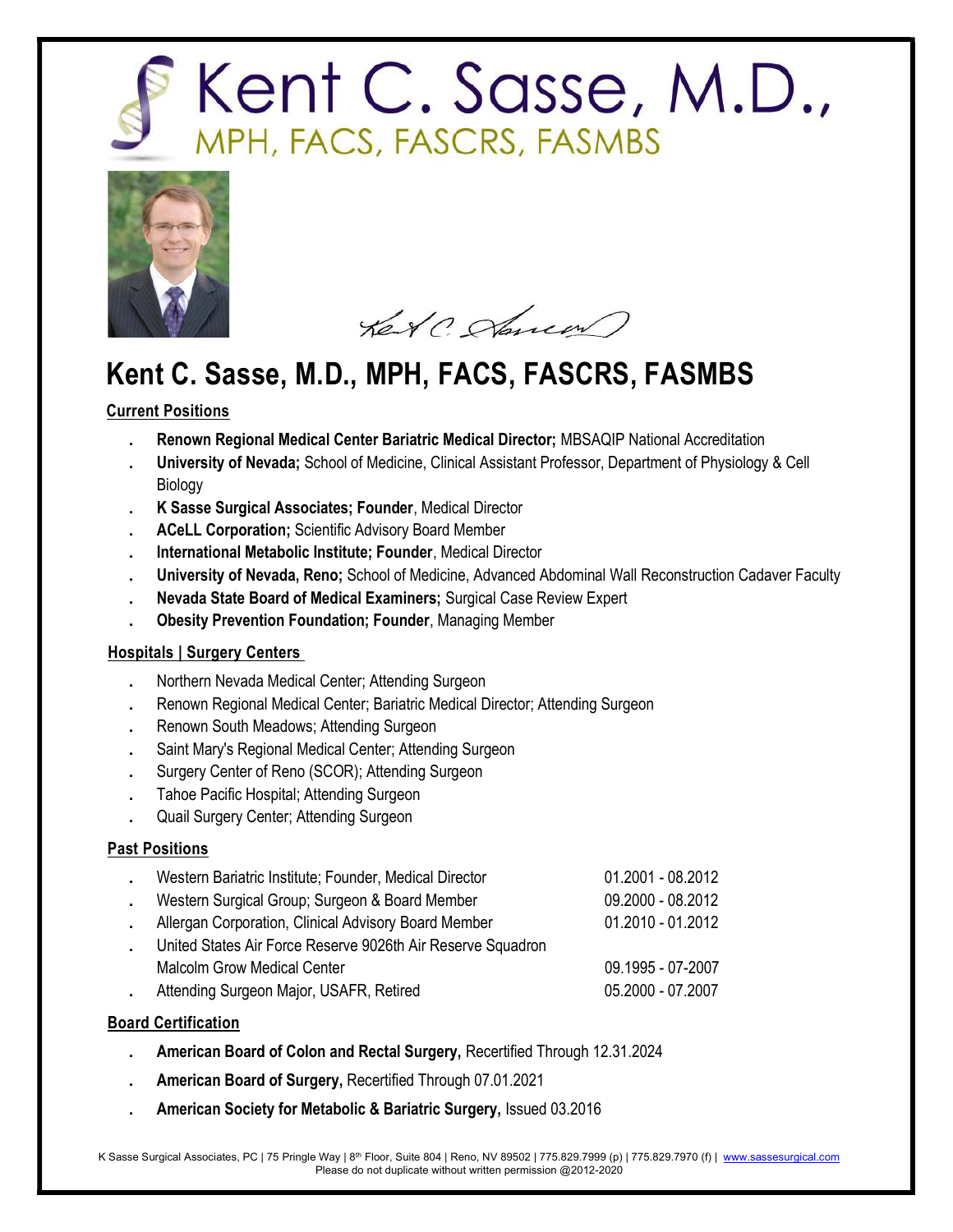# Kent C. Sasse, M.D., MPH, FACS, FASCRS, FASMBS

## Kent C. Sasse, M.D., MPH, FACS, FASCRS, FASMBS

### Current Positions

- **Renown Regional Medical Center Bariatric Medical Director;** MBSAQIP National Accreditation
- **University of Nevada;** School of Medicine, Clinical Assistant Professor, Department of Physiology & Cell Biology
- **K Sasse Surgical Associates; Founder**, Medical Director
- **ACeLL Corporation;** Scientific Advisory Board Member
- **International Metabolic Institute; Founder**, Medical Director
- **University of Nevada, Reno;** School of Medicine, Advanced Abdominal Wall Reconstruction Cadaver Faculty
- **Nevada State Board of Medical Examiners;** Surgical Case Review Expert
- **Obesity Prevention Foundation; Founder**, Managing Member

### Hospitals | Surgery Centers

- Northern Nevada Medical Center; Attending Surgeon
- Renown Regional Medical Center; Bariatric Medical Director; Attending Surgeon
- Renown South Meadows; Attending Surgeon
- Saint Mary's Regional Medical Center; Attending Surgeon
- Surgery Center of Reno (SCOR); Attending Surgeon
- Tahoe Pacific Hospital; Attending Surgeon
- Quail Surgery Center; Attending Surgeon

### Past Positions

- Western Bariatric Institute; Founder, Medical Director — 01.2001 - 08.2012
- Western Surgical Group; Surgeon & Board Member — 09.2000 - 08.2012
- Allergan Corporation, Clinical Advisory Board Member — 01.2010 - 01.2012
- United States Air Force Reserve 9026th Air Reserve Squadron Malcolm Grow Medical Center — 09.1995 - 07-2007
- Attending Surgeon Major, USAFR, Retired — 05.2000 - 07.2007

### Board Certification

- **American Board of Colon and Rectal Surgery,** Recertified Through 12.31.2024
- **American Board of Surgery,** Recertified Through 07.01.2021
- **American Society for Metabolic & Bariatric Surgery,** Issued 03.2016

K Sasse Surgical Associates, PC | 75 Pringle Way | 8th Floor, Suite 804 | Reno, NV 89502 | 775.829.7999 (p) | 775.829.7970 (f) | www.sassesurgical.com
Please do not duplicate without written permission @2012-2020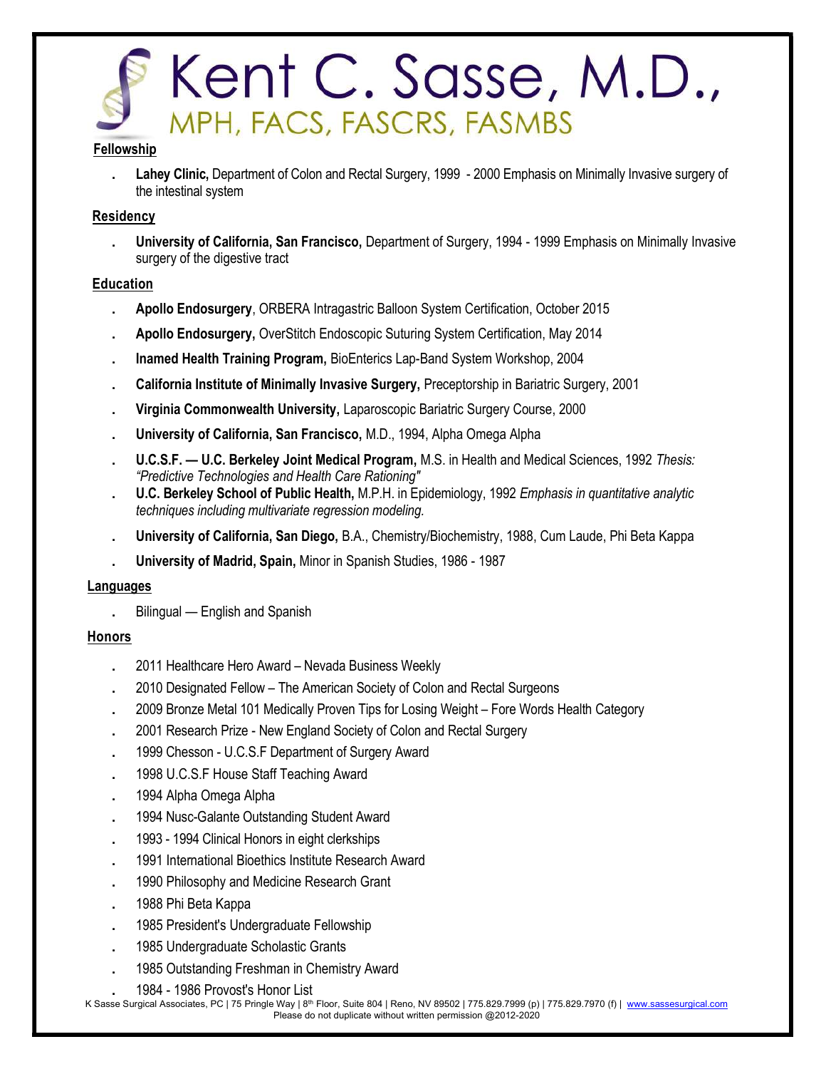# Kent C. Sasse, M.D., MPH, FACS, FASCRS, FASMBS

## Fellowship

- **Lahey Clinic,** Department of Colon and Rectal Surgery, 1999 - 2000 Emphasis on Minimally Invasive surgery of the intestinal system

## Residency

- **University of California, San Francisco,** Department of Surgery, 1994 - 1999 Emphasis on Minimally Invasive surgery of the digestive tract

## Education

- **Apollo Endosurgery**, ORBERA Intragastric Balloon System Certification, October 2015
- **Apollo Endosurgery,** OverStitch Endoscopic Suturing System Certification, May 2014
- **Inamed Health Training Program,** BioEnterics Lap-Band System Workshop, 2004
- **California Institute of Minimally Invasive Surgery,** Preceptorship in Bariatric Surgery, 2001
- **Virginia Commonwealth University,** Laparoscopic Bariatric Surgery Course, 2000
- **University of California, San Francisco,** M.D., 1994, Alpha Omega Alpha
- **U.C.S.F. — U.C. Berkeley Joint Medical Program,** M.S. in Health and Medical Sciences, 1992 *Thesis: "Predictive Technologies and Health Care Rationing"*
- **U.C. Berkeley School of Public Health,** M.P.H. in Epidemiology, 1992 *Emphasis in quantitative analytic techniques including multivariate regression modeling.*
- **University of California, San Diego,** B.A., Chemistry/Biochemistry, 1988, Cum Laude, Phi Beta Kappa
- **University of Madrid, Spain,** Minor in Spanish Studies, 1986 - 1987

## Languages

- Bilingual — English and Spanish

## Honors

- 2011 Healthcare Hero Award – Nevada Business Weekly
- 2010 Designated Fellow – The American Society of Colon and Rectal Surgeons
- 2009 Bronze Metal 101 Medically Proven Tips for Losing Weight – Fore Words Health Category
- 2001 Research Prize - New England Society of Colon and Rectal Surgery
- 1999 Chesson - U.C.S.F Department of Surgery Award
- 1998 U.C.S.F House Staff Teaching Award
- 1994 Alpha Omega Alpha
- 1994 Nusc-Galante Outstanding Student Award
- 1993 - 1994 Clinical Honors in eight clerkships
- 1991 International Bioethics Institute Research Award
- 1990 Philosophy and Medicine Research Grant
- 1988 Phi Beta Kappa
- 1985 President's Undergraduate Fellowship
- 1985 Undergraduate Scholastic Grants
- 1985 Outstanding Freshman in Chemistry Award
- 1984 - 1986 Provost's Honor List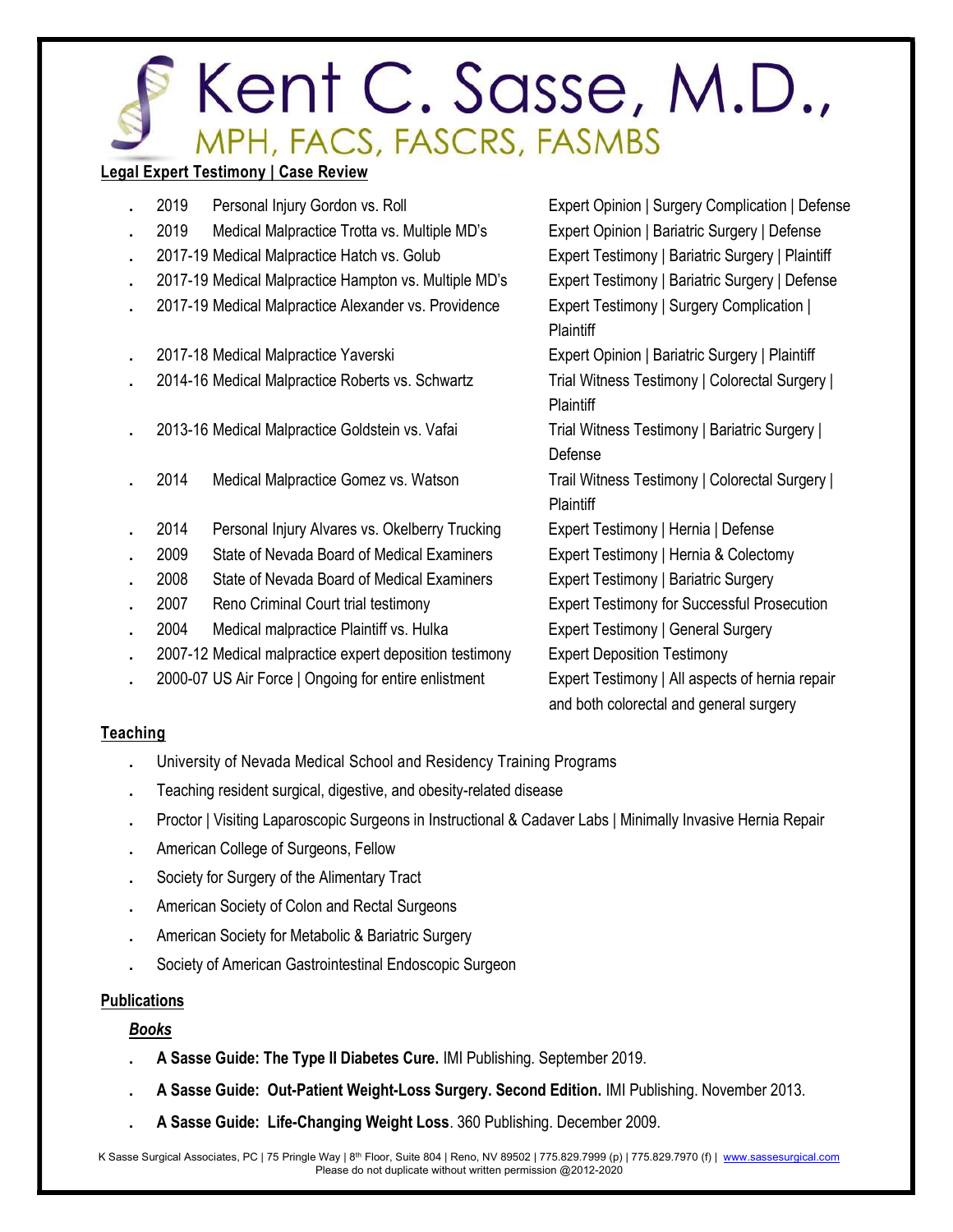# Kent C. Sasse, M.D.,
## MPH, FACS, FASCRS, FASMBS

**Legal Expert Testimony | Case Review**

- 2019 Personal Injury Gordon vs. Roll — Expert Opinion | Surgery Complication | Defense
- 2019 Medical Malpractice Trotta vs. Multiple MD's — Expert Opinion | Bariatric Surgery | Defense
- 2017-19 Medical Malpractice Hatch vs. Golub — Expert Testimony | Bariatric Surgery | Plaintiff
- 2017-19 Medical Malpractice Hampton vs. Multiple MD's — Expert Testimony | Bariatric Surgery | Defense
- 2017-19 Medical Malpractice Alexander vs. Providence — Expert Testimony | Surgery Complication | Plaintiff
- 2017-18 Medical Malpractice Yaverski — Expert Opinion | Bariatric Surgery | Plaintiff
- 2014-16 Medical Malpractice Roberts vs. Schwartz — Trial Witness Testimony | Colorectal Surgery | Plaintiff
- 2013-16 Medical Malpractice Goldstein vs. Vafai — Trial Witness Testimony | Bariatric Surgery | Defense
- 2014 Medical Malpractice Gomez vs. Watson — Trail Witness Testimony | Colorectal Surgery | Plaintiff
- 2014 Personal Injury Alvares vs. Okelberry Trucking — Expert Testimony | Hernia | Defense
- 2009 State of Nevada Board of Medical Examiners — Expert Testimony | Hernia & Colectomy
- 2008 State of Nevada Board of Medical Examiners — Expert Testimony | Bariatric Surgery
- 2007 Reno Criminal Court trial testimony — Expert Testimony for Successful Prosecution
- 2004 Medical malpractice Plaintiff vs. Hulka — Expert Testimony | General Surgery
- 2007-12 Medical malpractice expert deposition testimony — Expert Deposition Testimony
- 2000-07 US Air Force | Ongoing for entire enlistment — Expert Testimony | All aspects of hernia repair and both colorectal and general surgery

**Teaching**

- University of Nevada Medical School and Residency Training Programs
- Teaching resident surgical, digestive, and obesity-related disease
- Proctor | Visiting Laparoscopic Surgeons in Instructional & Cadaver Labs | Minimally Invasive Hernia Repair
- American College of Surgeons, Fellow
- Society for Surgery of the Alimentary Tract
- American Society of Colon and Rectal Surgeons
- American Society for Metabolic & Bariatric Surgery
- Society of American Gastrointestinal Endoscopic Surgeon

**Publications**

***Books***

- **A Sasse Guide: The Type II Diabetes Cure.** IMI Publishing. September 2019.
- **A Sasse Guide: Out-Patient Weight-Loss Surgery. Second Edition.** IMI Publishing. November 2013.
- **A Sasse Guide: Life-Changing Weight Loss**. 360 Publishing. December 2009.

K Sasse Surgical Associates, PC | 75 Pringle Way | 8th Floor, Suite 804 | Reno, NV 89502 | 775.829.7999 (p) | 775.829.7970 (f) | www.sassesurgical.com
Please do not duplicate without written permission @2012-2020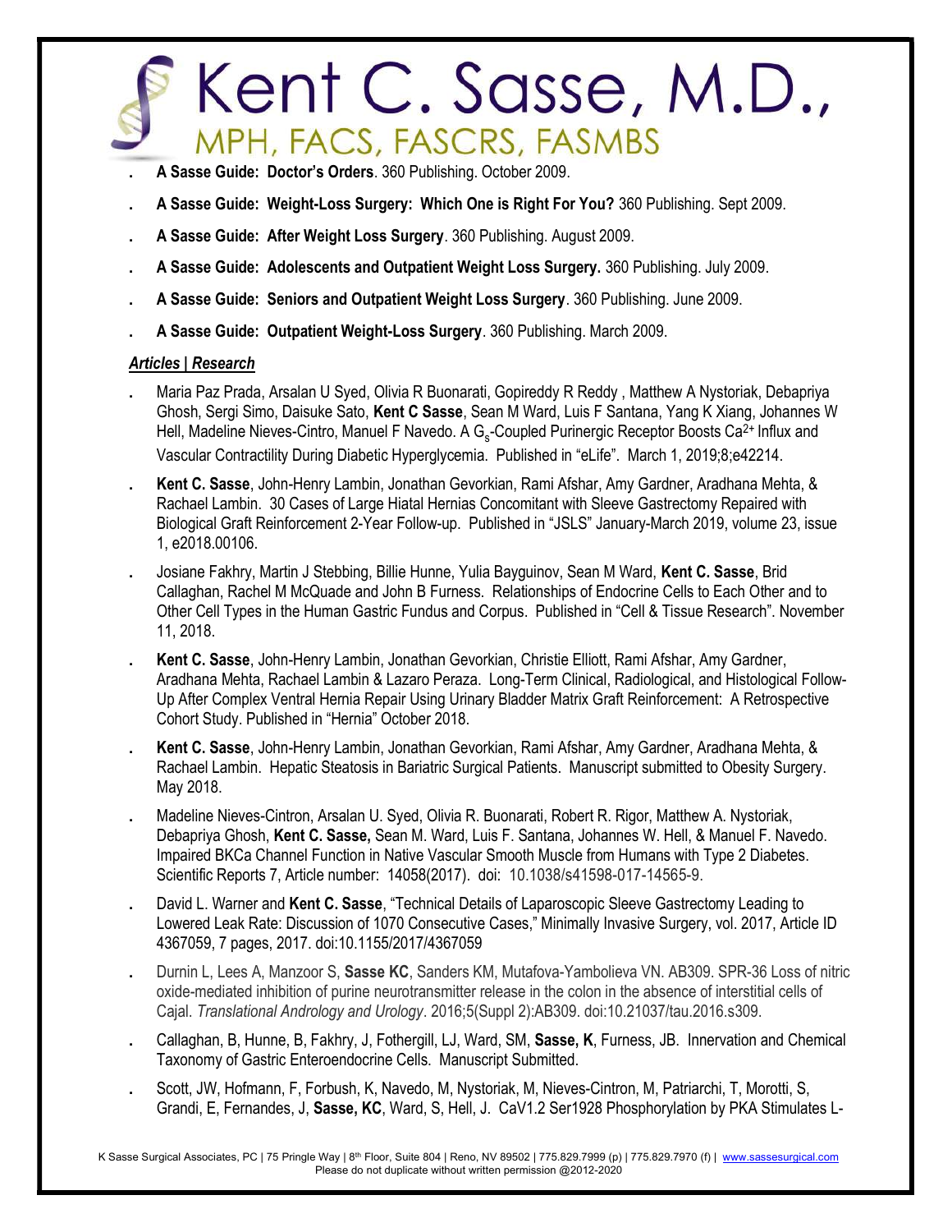- **A Sasse Guide: Doctor's Orders**. 360 Publishing. October 2009.
- **A Sasse Guide: Weight-Loss Surgery: Which One is Right For You?** 360 Publishing. Sept 2009.
- **A Sasse Guide: After Weight Loss Surgery**. 360 Publishing. August 2009.
- **A Sasse Guide: Adolescents and Outpatient Weight Loss Surgery.** 360 Publishing. July 2009.
- **A Sasse Guide: Seniors and Outpatient Weight Loss Surgery**. 360 Publishing. June 2009.
- **A Sasse Guide: Outpatient Weight-Loss Surgery**. 360 Publishing. March 2009.

***Articles | Research***

- Maria Paz Prada, Arsalan U Syed, Olivia R Buonarati, Gopireddy R Reddy , Matthew A Nystoriak, Debapriya Ghosh, Sergi Simo, Daisuke Sato, **Kent C Sasse**, Sean M Ward, Luis F Santana, Yang K Xiang, Johannes W Hell, Madeline Nieves-Cintro, Manuel F Navedo. A $G_s$-Coupled Purinergic Receptor Boosts $Ca^{2+}$ Influx and Vascular Contractility During Diabetic Hyperglycemia. Published in "eLife". March 1, 2019;8;e42214.
- **Kent C. Sasse**, John-Henry Lambin, Jonathan Gevorkian, Rami Afshar, Amy Gardner, Aradhana Mehta, & Rachael Lambin. 30 Cases of Large Hiatal Hernias Concomitant with Sleeve Gastrectomy Repaired with Biological Graft Reinforcement 2-Year Follow-up. Published in "JSLS" January-March 2019, volume 23, issue 1, e2018.00106.
- Josiane Fakhry, Martin J Stebbing, Billie Hunne, Yulia Bayguinov, Sean M Ward, **Kent C. Sasse**, Brid Callaghan, Rachel M McQuade and John B Furness. Relationships of Endocrine Cells to Each Other and to Other Cell Types in the Human Gastric Fundus and Corpus. Published in "Cell & Tissue Research". November 11, 2018.
- **Kent C. Sasse**, John-Henry Lambin, Jonathan Gevorkian, Christie Elliott, Rami Afshar, Amy Gardner, Aradhana Mehta, Rachael Lambin & Lazaro Peraza. Long-Term Clinical, Radiological, and Histological Follow-Up After Complex Ventral Hernia Repair Using Urinary Bladder Matrix Graft Reinforcement: A Retrospective Cohort Study. Published in "Hernia" October 2018.
- **Kent C. Sasse**, John-Henry Lambin, Jonathan Gevorkian, Rami Afshar, Amy Gardner, Aradhana Mehta, & Rachael Lambin. Hepatic Steatosis in Bariatric Surgical Patients. Manuscript submitted to Obesity Surgery. May 2018.
- Madeline Nieves-Cintron, Arsalan U. Syed, Olivia R. Buonarati, Robert R. Rigor, Matthew A. Nystoriak, Debapriya Ghosh, **Kent C. Sasse,** Sean M. Ward, Luis F. Santana, Johannes W. Hell, & Manuel F. Navedo. Impaired BKCa Channel Function in Native Vascular Smooth Muscle from Humans with Type 2 Diabetes. Scientific Reports 7, Article number: 14058(2017). doi: 10.1038/s41598-017-14565-9.
- David L. Warner and **Kent C. Sasse**, "Technical Details of Laparoscopic Sleeve Gastrectomy Leading to Lowered Leak Rate: Discussion of 1070 Consecutive Cases," Minimally Invasive Surgery, vol. 2017, Article ID 4367059, 7 pages, 2017. doi:10.1155/2017/4367059
- Durnin L, Lees A, Manzoor S, **Sasse KC**, Sanders KM, Mutafova-Yambolieva VN. AB309. SPR-36 Loss of nitric oxide-mediated inhibition of purine neurotransmitter release in the colon in the absence of interstitial cells of Cajal. *Translational Andrology and Urology*. 2016;5(Suppl 2):AB309. doi:10.21037/tau.2016.s309.
- Callaghan, B, Hunne, B, Fakhry, J, Fothergill, LJ, Ward, SM, **Sasse, K**, Furness, JB. Innervation and Chemical Taxonomy of Gastric Enteroendocrine Cells. Manuscript Submitted.
- Scott, JW, Hofmann, F, Forbush, K, Navedo, M, Nystoriak, M, Nieves-Cintron, M, Patriarchi, T, Morotti, S, Grandi, E, Fernandes, J, **Sasse, KC**, Ward, S, Hell, J. CaV1.2 Ser1928 Phosphorylation by PKA Stimulates L-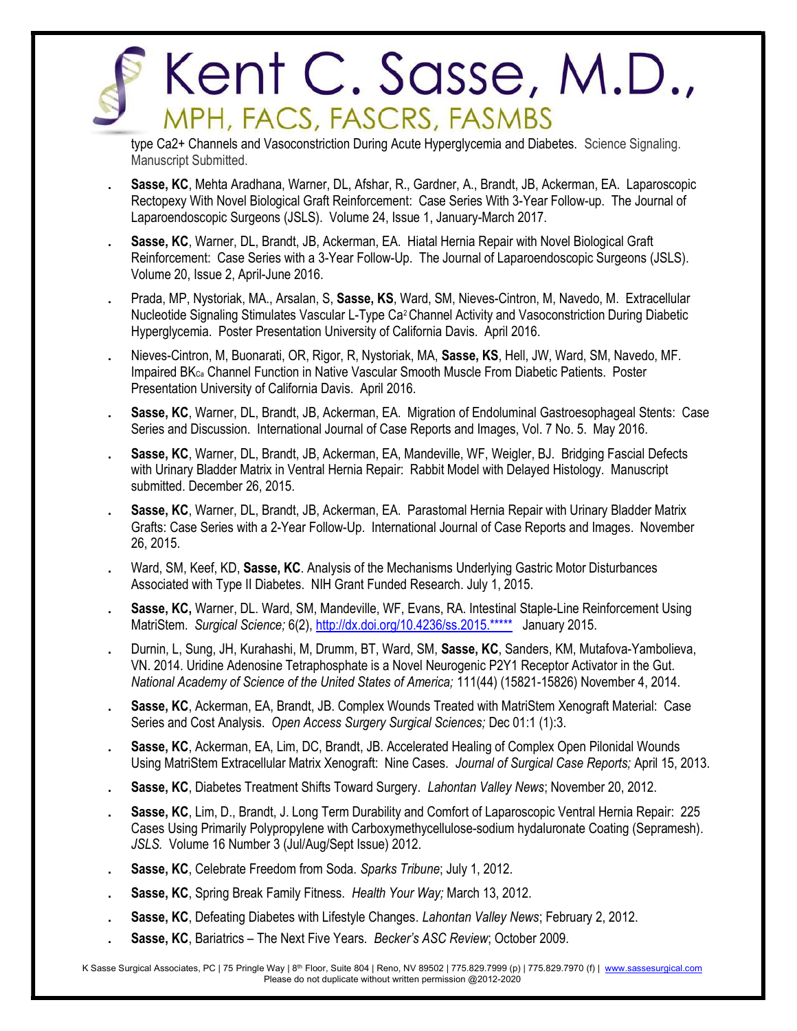type Ca2+ Channels and Vasoconstriction During Acute Hyperglycemia and Diabetes. Science Signaling. Manuscript Submitted.

- **Sasse, KC**, Mehta Aradhana, Warner, DL, Afshar, R., Gardner, A., Brandt, JB, Ackerman, EA. Laparoscopic Rectopexy With Novel Biological Graft Reinforcement: Case Series With 3-Year Follow-up. The Journal of Laparoendoscopic Surgeons (JSLS). Volume 24, Issue 1, January-March 2017.
- **Sasse, KC**, Warner, DL, Brandt, JB, Ackerman, EA. Hiatal Hernia Repair with Novel Biological Graft Reinforcement: Case Series with a 3-Year Follow-Up. The Journal of Laparoendoscopic Surgeons (JSLS). Volume 20, Issue 2, April-June 2016.
- Prada, MP, Nystoriak, MA., Arsalan, S, **Sasse, KS**, Ward, SM, Nieves-Cintron, M, Navedo, M. Extracellular Nucleotide Signaling Stimulates Vascular L-Type $Ca^2$ Channel Activity and Vasoconstriction During Diabetic Hyperglycemia. Poster Presentation University of California Davis. April 2016.
- Nieves-Cintron, M, Buonarati, OR, Rigor, R, Nystoriak, MA, **Sasse, KS**, Hell, JW, Ward, SM, Navedo, MF. Impaired $BK_{Ca}$ Channel Function in Native Vascular Smooth Muscle From Diabetic Patients. Poster Presentation University of California Davis. April 2016.
- **Sasse, KC**, Warner, DL, Brandt, JB, Ackerman, EA. Migration of Endoluminal Gastroesophageal Stents: Case Series and Discussion. International Journal of Case Reports and Images, Vol. 7 No. 5. May 2016.
- **Sasse, KC**, Warner, DL, Brandt, JB, Ackerman, EA, Mandeville, WF, Weigler, BJ. Bridging Fascial Defects with Urinary Bladder Matrix in Ventral Hernia Repair: Rabbit Model with Delayed Histology. Manuscript submitted. December 26, 2015.
- **Sasse, KC**, Warner, DL, Brandt, JB, Ackerman, EA. Parastomal Hernia Repair with Urinary Bladder Matrix Grafts: Case Series with a 2-Year Follow-Up. International Journal of Case Reports and Images. November 26, 2015.
- Ward, SM, Keef, KD, **Sasse, KC**. Analysis of the Mechanisms Underlying Gastric Motor Disturbances Associated with Type II Diabetes. NIH Grant Funded Research. July 1, 2015.
- **Sasse, KC,** Warner, DL. Ward, SM, Mandeville, WF, Evans, RA. Intestinal Staple-Line Reinforcement Using MatriStem. *Surgical Science;* 6(2), http://dx.doi.org/10.4236/ss.2015.***** January 2015.
- Durnin, L, Sung, JH, Kurahashi, M, Drumm, BT, Ward, SM, **Sasse, KC**, Sanders, KM, Mutafova-Yambolieva, VN. 2014. Uridine Adenosine Tetraphosphate is a Novel Neurogenic P2Y1 Receptor Activator in the Gut. *National Academy of Science of the United States of America;* 111(44) (15821-15826) November 4, 2014.
- **Sasse, KC**, Ackerman, EA, Brandt, JB. Complex Wounds Treated with MatriStem Xenograft Material: Case Series and Cost Analysis. *Open Access Surgery Surgical Sciences;* Dec 01:1 (1):3.
- **Sasse, KC**, Ackerman, EA, Lim, DC, Brandt, JB. Accelerated Healing of Complex Open Pilonidal Wounds Using MatriStem Extracellular Matrix Xenograft: Nine Cases. *Journal of Surgical Case Reports;* April 15, 2013.
- **Sasse, KC**, Diabetes Treatment Shifts Toward Surgery. *Lahontan Valley News*; November 20, 2012.
- **Sasse, KC**, Lim, D., Brandt, J. Long Term Durability and Comfort of Laparoscopic Ventral Hernia Repair: 225 Cases Using Primarily Polypropylene with Carboxymethycellulose-sodium hydaluronate Coating (Sepramesh). *JSLS.* Volume 16 Number 3 (Jul/Aug/Sept Issue) 2012.
- **Sasse, KC**, Celebrate Freedom from Soda. *Sparks Tribune*; July 1, 2012.
- **Sasse, KC**, Spring Break Family Fitness. *Health Your Way;* March 13, 2012.
- **Sasse, KC**, Defeating Diabetes with Lifestyle Changes. *Lahontan Valley News*; February 2, 2012.
- **Sasse, KC**, Bariatrics – The Next Five Years. *Becker's ASC Review*; October 2009.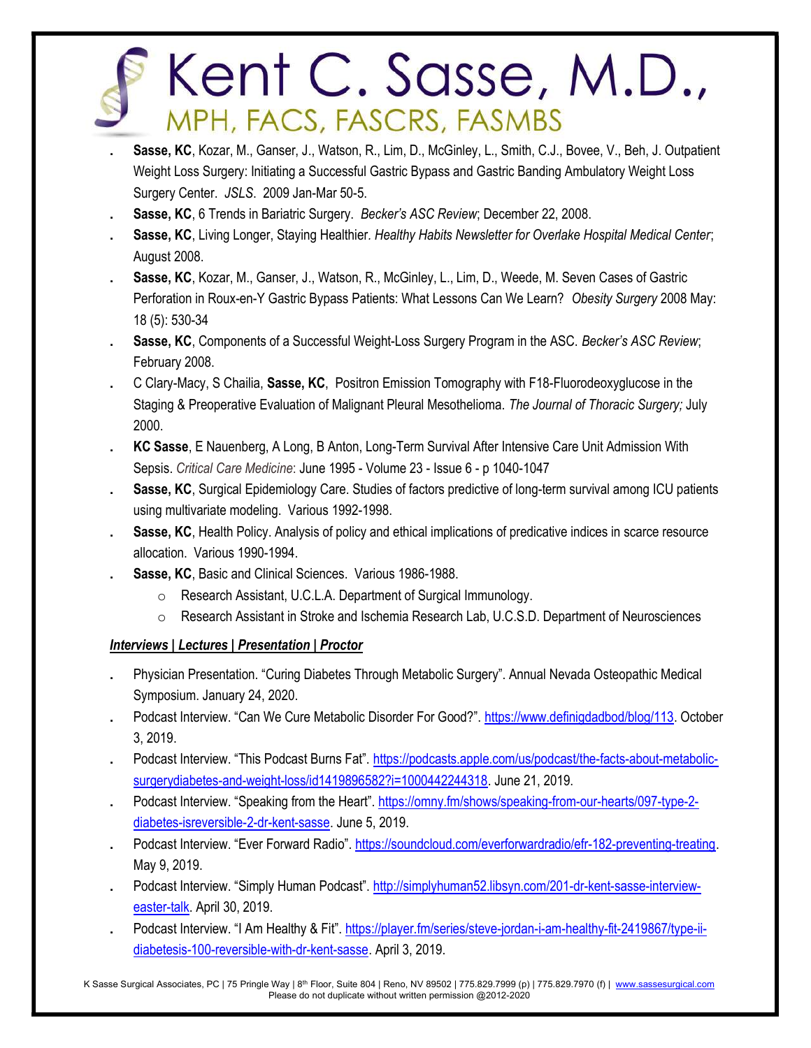- **Sasse, KC**, Kozar, M., Ganser, J., Watson, R., Lim, D., McGinley, L., Smith, C.J., Bovee, V., Beh, J. Outpatient Weight Loss Surgery: Initiating a Successful Gastric Bypass and Gastric Banding Ambulatory Weight Loss Surgery Center. *JSLS*. 2009 Jan-Mar 50-5.
- **Sasse, KC**, 6 Trends in Bariatric Surgery. *Becker's ASC Review*; December 22, 2008.
- **Sasse, KC**, Living Longer, Staying Healthier. *Healthy Habits Newsletter for Overlake Hospital Medical Center*; August 2008.
- **Sasse, KC**, Kozar, M., Ganser, J., Watson, R., McGinley, L., Lim, D., Weede, M. Seven Cases of Gastric Perforation in Roux-en-Y Gastric Bypass Patients: What Lessons Can We Learn? *Obesity Surgery* 2008 May: 18 (5): 530-34
- **Sasse, KC**, Components of a Successful Weight-Loss Surgery Program in the ASC. *Becker's ASC Review*; February 2008.
- C Clary-Macy, S Chailia, **Sasse, KC**, Positron Emission Tomography with F18-Fluorodeoxyglucose in the Staging & Preoperative Evaluation of Malignant Pleural Mesothelioma. *The Journal of Thoracic Surgery;* July 2000.
- **KC Sasse**, E Nauenberg, A Long, B Anton, Long-Term Survival After Intensive Care Unit Admission With Sepsis. *Critical Care Medicine*: June 1995 - Volume 23 - Issue 6 - p 1040-1047
- **Sasse, KC**, Surgical Epidemiology Care. Studies of factors predictive of long-term survival among ICU patients using multivariate modeling. Various 1992-1998.
- **Sasse, KC**, Health Policy. Analysis of policy and ethical implications of predicative indices in scarce resource allocation. Various 1990-1994.
- **Sasse, KC**, Basic and Clinical Sciences. Various 1986-1988.
  - Research Assistant, U.C.L.A. Department of Surgical Immunology.
  - Research Assistant in Stroke and Ischemia Research Lab, U.C.S.D. Department of Neurosciences

***Interviews | Lectures | Presentation | Proctor***

- Physician Presentation. "Curing Diabetes Through Metabolic Surgery". Annual Nevada Osteopathic Medical Symposium. January 24, 2020.
- Podcast Interview. "Can We Cure Metabolic Disorder For Good?". https://www.definigdadbod/blog/113. October 3, 2019.
- Podcast Interview. "This Podcast Burns Fat". https://podcasts.apple.com/us/podcast/the-facts-about-metabolic-surgerydiabetes-and-weight-loss/id1419896582?i=1000442244318. June 21, 2019.
- Podcast Interview. "Speaking from the Heart". https://omny.fm/shows/speaking-from-our-hearts/097-type-2-diabetes-isreversible-2-dr-kent-sasse. June 5, 2019.
- Podcast Interview. "Ever Forward Radio". https://soundcloud.com/everforwardradio/efr-182-preventing-treating. May 9, 2019.
- Podcast Interview. "Simply Human Podcast". http://simplyhuman52.libsyn.com/201-dr-kent-sasse-interview-easter-talk. April 30, 2019.
- Podcast Interview. "I Am Healthy & Fit". https://player.fm/series/steve-jordan-i-am-healthy-fit-2419867/type-ii-diabetesis-100-reversible-with-dr-kent-sasse. April 3, 2019.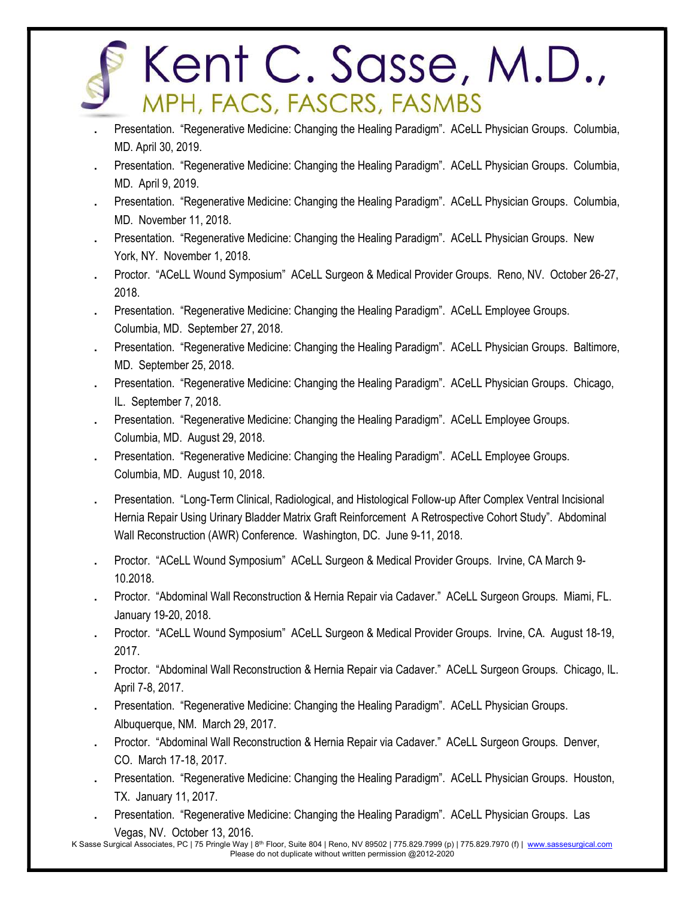- Presentation. "Regenerative Medicine: Changing the Healing Paradigm". ACeLL Physician Groups. Columbia, MD. April 30, 2019.
- Presentation. "Regenerative Medicine: Changing the Healing Paradigm". ACeLL Physician Groups. Columbia, MD. April 9, 2019.
- Presentation. "Regenerative Medicine: Changing the Healing Paradigm". ACeLL Physician Groups. Columbia, MD. November 11, 2018.
- Presentation. "Regenerative Medicine: Changing the Healing Paradigm". ACeLL Physician Groups. New York, NY. November 1, 2018.
- Proctor. "ACeLL Wound Symposium" ACeLL Surgeon & Medical Provider Groups. Reno, NV. October 26-27, 2018.
- Presentation. "Regenerative Medicine: Changing the Healing Paradigm". ACeLL Employee Groups. Columbia, MD. September 27, 2018.
- Presentation. "Regenerative Medicine: Changing the Healing Paradigm". ACeLL Physician Groups. Baltimore, MD. September 25, 2018.
- Presentation. "Regenerative Medicine: Changing the Healing Paradigm". ACeLL Physician Groups. Chicago, IL. September 7, 2018.
- Presentation. "Regenerative Medicine: Changing the Healing Paradigm". ACeLL Employee Groups. Columbia, MD. August 29, 2018.
- Presentation. "Regenerative Medicine: Changing the Healing Paradigm". ACeLL Employee Groups. Columbia, MD. August 10, 2018.
- Presentation. "Long-Term Clinical, Radiological, and Histological Follow-up After Complex Ventral Incisional Hernia Repair Using Urinary Bladder Matrix Graft Reinforcement A Retrospective Cohort Study". Abdominal Wall Reconstruction (AWR) Conference. Washington, DC. June 9-11, 2018.
- Proctor. "ACeLL Wound Symposium" ACeLL Surgeon & Medical Provider Groups. Irvine, CA March 9-10.2018.
- Proctor. "Abdominal Wall Reconstruction & Hernia Repair via Cadaver." ACeLL Surgeon Groups. Miami, FL. January 19-20, 2018.
- Proctor. "ACeLL Wound Symposium" ACeLL Surgeon & Medical Provider Groups. Irvine, CA. August 18-19, 2017.
- Proctor. "Abdominal Wall Reconstruction & Hernia Repair via Cadaver." ACeLL Surgeon Groups. Chicago, IL. April 7-8, 2017.
- Presentation. "Regenerative Medicine: Changing the Healing Paradigm". ACeLL Physician Groups. Albuquerque, NM. March 29, 2017.
- Proctor. "Abdominal Wall Reconstruction & Hernia Repair via Cadaver." ACeLL Surgeon Groups. Denver, CO. March 17-18, 2017.
- Presentation. "Regenerative Medicine: Changing the Healing Paradigm". ACeLL Physician Groups. Houston, TX. January 11, 2017.
- Presentation. "Regenerative Medicine: Changing the Healing Paradigm". ACeLL Physician Groups. Las Vegas, NV. October 13, 2016.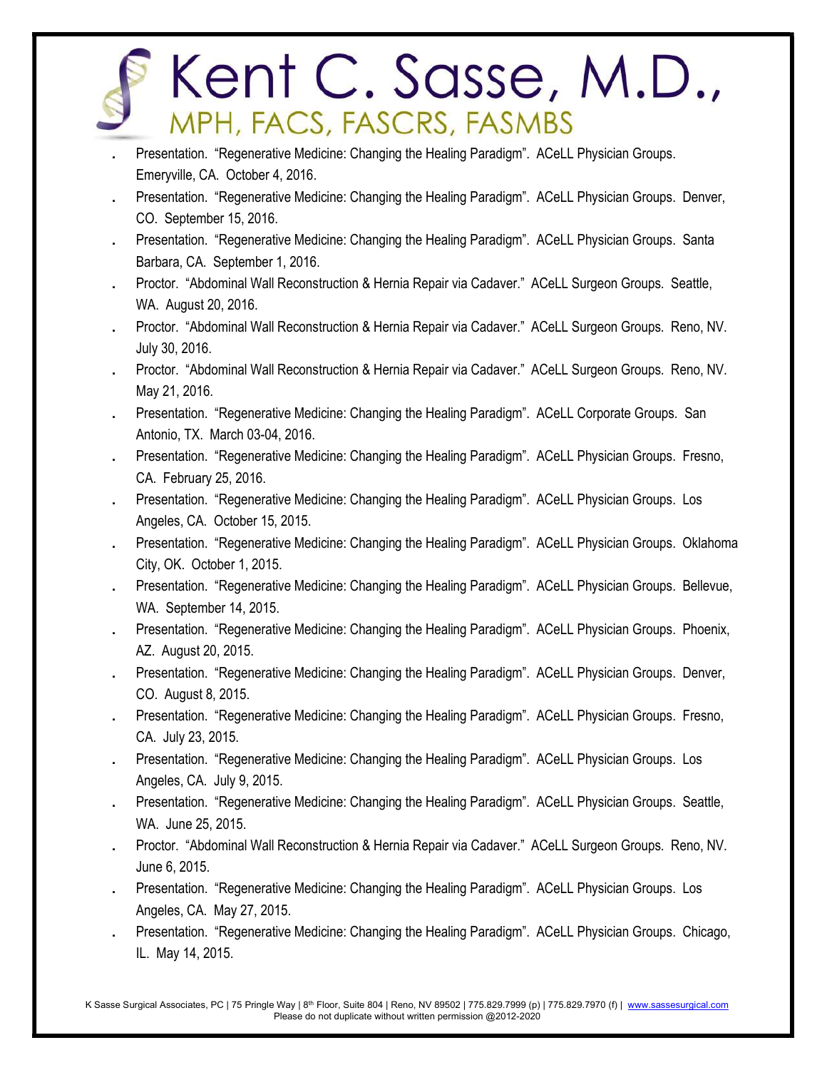- Presentation. “Regenerative Medicine: Changing the Healing Paradigm”. ACeLL Physician Groups. Emeryville, CA. October 4, 2016.
- Presentation. “Regenerative Medicine: Changing the Healing Paradigm”. ACeLL Physician Groups. Denver, CO. September 15, 2016.
- Presentation. “Regenerative Medicine: Changing the Healing Paradigm”. ACeLL Physician Groups. Santa Barbara, CA. September 1, 2016.
- Proctor. “Abdominal Wall Reconstruction & Hernia Repair via Cadaver.” ACeLL Surgeon Groups. Seattle, WA. August 20, 2016.
- Proctor. “Abdominal Wall Reconstruction & Hernia Repair via Cadaver.” ACeLL Surgeon Groups. Reno, NV. July 30, 2016.
- Proctor. “Abdominal Wall Reconstruction & Hernia Repair via Cadaver.” ACeLL Surgeon Groups. Reno, NV. May 21, 2016.
- Presentation. “Regenerative Medicine: Changing the Healing Paradigm”. ACeLL Corporate Groups. San Antonio, TX. March 03-04, 2016.
- Presentation. “Regenerative Medicine: Changing the Healing Paradigm”. ACeLL Physician Groups. Fresno, CA. February 25, 2016.
- Presentation. “Regenerative Medicine: Changing the Healing Paradigm”. ACeLL Physician Groups. Los Angeles, CA. October 15, 2015.
- Presentation. “Regenerative Medicine: Changing the Healing Paradigm”. ACeLL Physician Groups. Oklahoma City, OK. October 1, 2015.
- Presentation. “Regenerative Medicine: Changing the Healing Paradigm”. ACeLL Physician Groups. Bellevue, WA. September 14, 2015.
- Presentation. “Regenerative Medicine: Changing the Healing Paradigm”. ACeLL Physician Groups. Phoenix, AZ. August 20, 2015.
- Presentation. “Regenerative Medicine: Changing the Healing Paradigm”. ACeLL Physician Groups. Denver, CO. August 8, 2015.
- Presentation. “Regenerative Medicine: Changing the Healing Paradigm”. ACeLL Physician Groups. Fresno, CA. July 23, 2015.
- Presentation. “Regenerative Medicine: Changing the Healing Paradigm”. ACeLL Physician Groups. Los Angeles, CA. July 9, 2015.
- Presentation. “Regenerative Medicine: Changing the Healing Paradigm”. ACeLL Physician Groups. Seattle, WA. June 25, 2015.
- Proctor. “Abdominal Wall Reconstruction & Hernia Repair via Cadaver.” ACeLL Surgeon Groups. Reno, NV. June 6, 2015.
- Presentation. “Regenerative Medicine: Changing the Healing Paradigm”. ACeLL Physician Groups. Los Angeles, CA. May 27, 2015.
- Presentation. “Regenerative Medicine: Changing the Healing Paradigm”. ACeLL Physician Groups. Chicago, IL. May 14, 2015.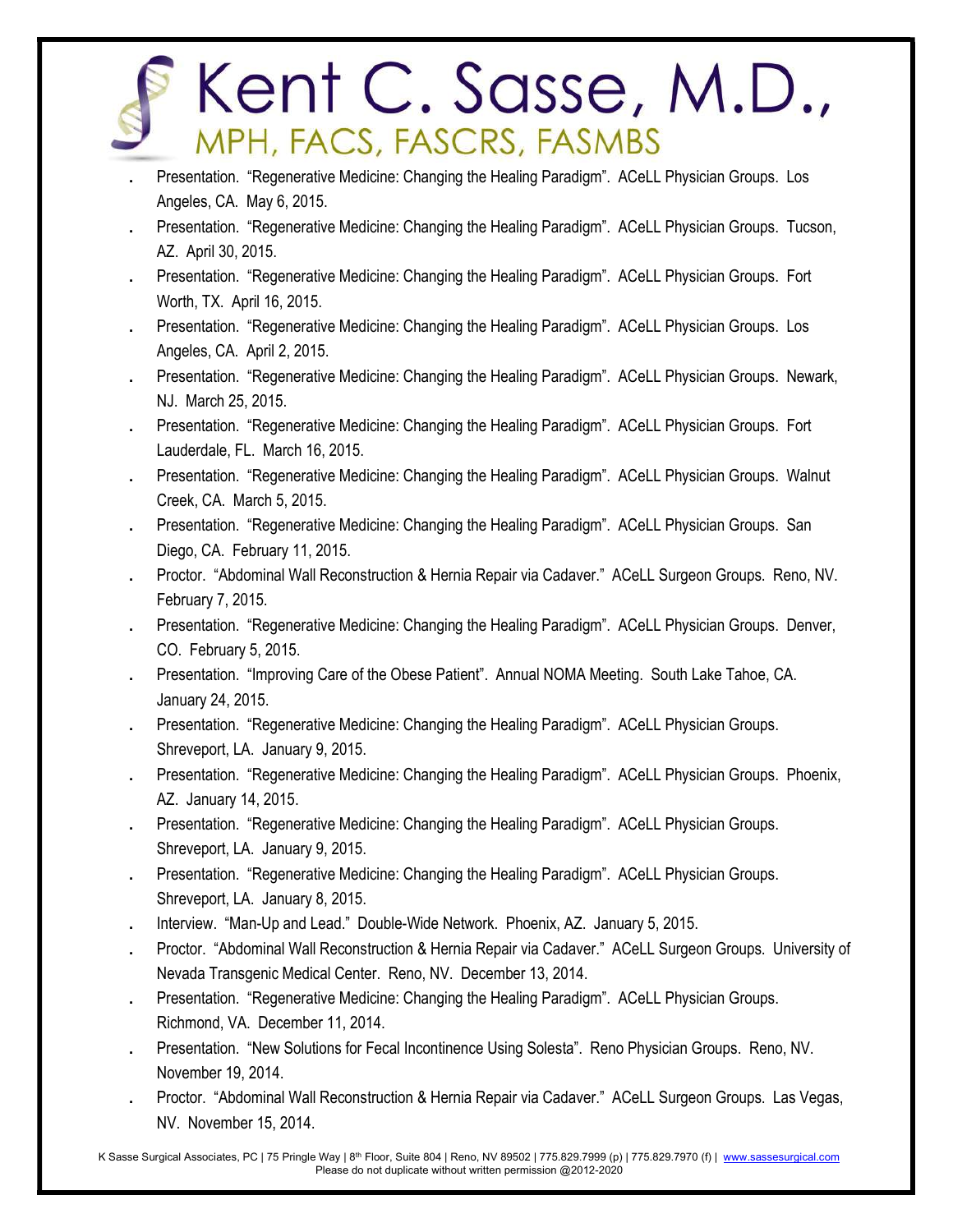- Presentation. "Regenerative Medicine: Changing the Healing Paradigm". ACeLL Physician Groups. Los Angeles, CA. May 6, 2015.
- Presentation. "Regenerative Medicine: Changing the Healing Paradigm". ACeLL Physician Groups. Tucson, AZ. April 30, 2015.
- Presentation. "Regenerative Medicine: Changing the Healing Paradigm". ACeLL Physician Groups. Fort Worth, TX. April 16, 2015.
- Presentation. "Regenerative Medicine: Changing the Healing Paradigm". ACeLL Physician Groups. Los Angeles, CA. April 2, 2015.
- Presentation. "Regenerative Medicine: Changing the Healing Paradigm". ACeLL Physician Groups. Newark, NJ. March 25, 2015.
- Presentation. "Regenerative Medicine: Changing the Healing Paradigm". ACeLL Physician Groups. Fort Lauderdale, FL. March 16, 2015.
- Presentation. "Regenerative Medicine: Changing the Healing Paradigm". ACeLL Physician Groups. Walnut Creek, CA. March 5, 2015.
- Presentation. "Regenerative Medicine: Changing the Healing Paradigm". ACeLL Physician Groups. San Diego, CA. February 11, 2015.
- Proctor. "Abdominal Wall Reconstruction & Hernia Repair via Cadaver." ACeLL Surgeon Groups. Reno, NV. February 7, 2015.
- Presentation. "Regenerative Medicine: Changing the Healing Paradigm". ACeLL Physician Groups. Denver, CO. February 5, 2015.
- Presentation. "Improving Care of the Obese Patient". Annual NOMA Meeting. South Lake Tahoe, CA. January 24, 2015.
- Presentation. "Regenerative Medicine: Changing the Healing Paradigm". ACeLL Physician Groups. Shreveport, LA. January 9, 2015.
- Presentation. "Regenerative Medicine: Changing the Healing Paradigm". ACeLL Physician Groups. Phoenix, AZ. January 14, 2015.
- Presentation. "Regenerative Medicine: Changing the Healing Paradigm". ACeLL Physician Groups. Shreveport, LA. January 9, 2015.
- Presentation. "Regenerative Medicine: Changing the Healing Paradigm". ACeLL Physician Groups. Shreveport, LA. January 8, 2015.
- Interview. "Man-Up and Lead." Double-Wide Network. Phoenix, AZ. January 5, 2015.
- Proctor. "Abdominal Wall Reconstruction & Hernia Repair via Cadaver." ACeLL Surgeon Groups. University of Nevada Transgenic Medical Center. Reno, NV. December 13, 2014.
- Presentation. "Regenerative Medicine: Changing the Healing Paradigm". ACeLL Physician Groups. Richmond, VA. December 11, 2014.
- Presentation. "New Solutions for Fecal Incontinence Using Solesta". Reno Physician Groups. Reno, NV. November 19, 2014.
- Proctor. "Abdominal Wall Reconstruction & Hernia Repair via Cadaver." ACeLL Surgeon Groups. Las Vegas, NV. November 15, 2014.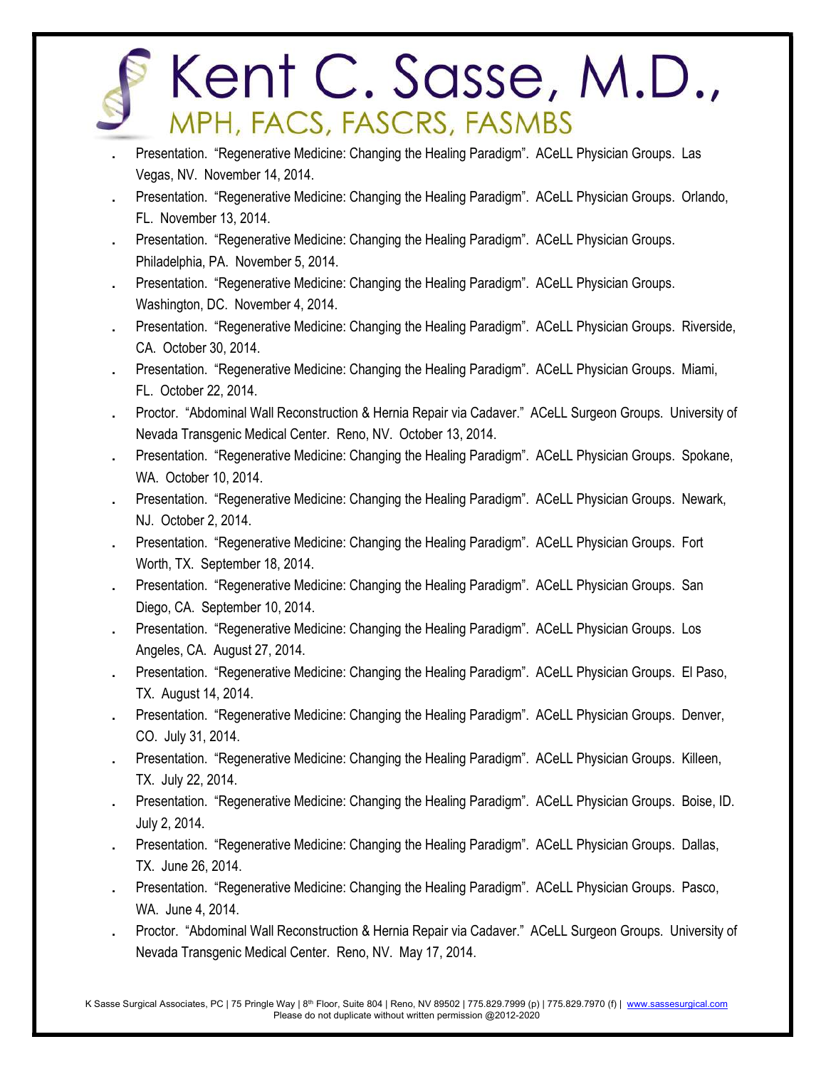- Presentation. “Regenerative Medicine: Changing the Healing Paradigm”. ACeLL Physician Groups. Las Vegas, NV. November 14, 2014.
- Presentation. “Regenerative Medicine: Changing the Healing Paradigm”. ACeLL Physician Groups. Orlando, FL. November 13, 2014.
- Presentation. “Regenerative Medicine: Changing the Healing Paradigm”. ACeLL Physician Groups. Philadelphia, PA. November 5, 2014.
- Presentation. “Regenerative Medicine: Changing the Healing Paradigm”. ACeLL Physician Groups. Washington, DC. November 4, 2014.
- Presentation. “Regenerative Medicine: Changing the Healing Paradigm”. ACeLL Physician Groups. Riverside, CA. October 30, 2014.
- Presentation. “Regenerative Medicine: Changing the Healing Paradigm”. ACeLL Physician Groups. Miami, FL. October 22, 2014.
- Proctor. “Abdominal Wall Reconstruction & Hernia Repair via Cadaver.” ACeLL Surgeon Groups. University of Nevada Transgenic Medical Center. Reno, NV. October 13, 2014.
- Presentation. “Regenerative Medicine: Changing the Healing Paradigm”. ACeLL Physician Groups. Spokane, WA. October 10, 2014.
- Presentation. “Regenerative Medicine: Changing the Healing Paradigm”. ACeLL Physician Groups. Newark, NJ. October 2, 2014.
- Presentation. “Regenerative Medicine: Changing the Healing Paradigm”. ACeLL Physician Groups. Fort Worth, TX. September 18, 2014.
- Presentation. “Regenerative Medicine: Changing the Healing Paradigm”. ACeLL Physician Groups. San Diego, CA. September 10, 2014.
- Presentation. “Regenerative Medicine: Changing the Healing Paradigm”. ACeLL Physician Groups. Los Angeles, CA. August 27, 2014.
- Presentation. “Regenerative Medicine: Changing the Healing Paradigm”. ACeLL Physician Groups. El Paso, TX. August 14, 2014.
- Presentation. “Regenerative Medicine: Changing the Healing Paradigm”. ACeLL Physician Groups. Denver, CO. July 31, 2014.
- Presentation. “Regenerative Medicine: Changing the Healing Paradigm”. ACeLL Physician Groups. Killeen, TX. July 22, 2014.
- Presentation. “Regenerative Medicine: Changing the Healing Paradigm”. ACeLL Physician Groups. Boise, ID. July 2, 2014.
- Presentation. “Regenerative Medicine: Changing the Healing Paradigm”. ACeLL Physician Groups. Dallas, TX. June 26, 2014.
- Presentation. “Regenerative Medicine: Changing the Healing Paradigm”. ACeLL Physician Groups. Pasco, WA. June 4, 2014.
- Proctor. “Abdominal Wall Reconstruction & Hernia Repair via Cadaver.” ACeLL Surgeon Groups. University of Nevada Transgenic Medical Center. Reno, NV. May 17, 2014.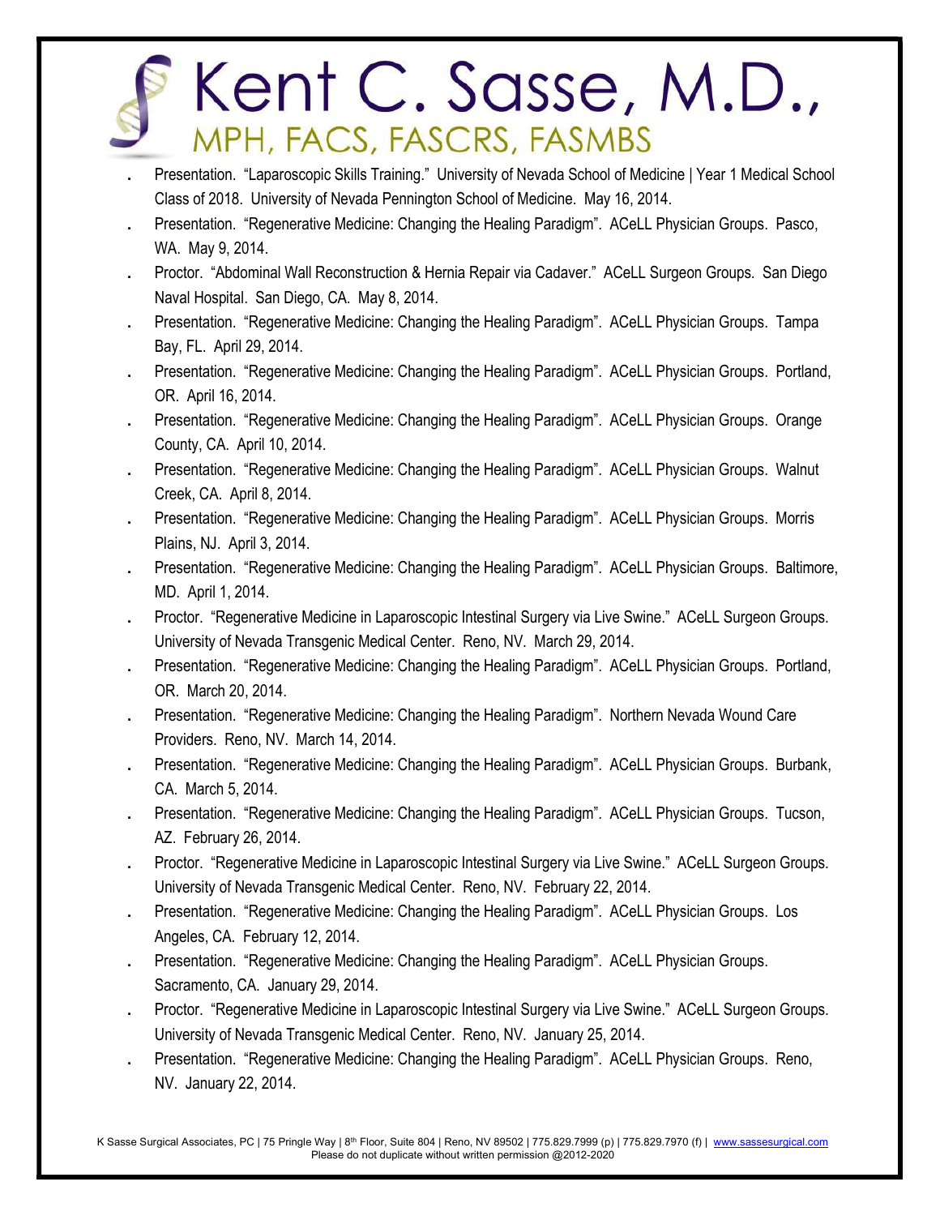- Presentation. "Laparoscopic Skills Training." University of Nevada School of Medicine | Year 1 Medical School Class of 2018. University of Nevada Pennington School of Medicine. May 16, 2014.
- Presentation. "Regenerative Medicine: Changing the Healing Paradigm". ACeLL Physician Groups. Pasco, WA. May 9, 2014.
- Proctor. "Abdominal Wall Reconstruction & Hernia Repair via Cadaver." ACeLL Surgeon Groups. San Diego Naval Hospital. San Diego, CA. May 8, 2014.
- Presentation. "Regenerative Medicine: Changing the Healing Paradigm". ACeLL Physician Groups. Tampa Bay, FL. April 29, 2014.
- Presentation. "Regenerative Medicine: Changing the Healing Paradigm". ACeLL Physician Groups. Portland, OR. April 16, 2014.
- Presentation. "Regenerative Medicine: Changing the Healing Paradigm". ACeLL Physician Groups. Orange County, CA. April 10, 2014.
- Presentation. "Regenerative Medicine: Changing the Healing Paradigm". ACeLL Physician Groups. Walnut Creek, CA. April 8, 2014.
- Presentation. "Regenerative Medicine: Changing the Healing Paradigm". ACeLL Physician Groups. Morris Plains, NJ. April 3, 2014.
- Presentation. "Regenerative Medicine: Changing the Healing Paradigm". ACeLL Physician Groups. Baltimore, MD. April 1, 2014.
- Proctor. "Regenerative Medicine in Laparoscopic Intestinal Surgery via Live Swine." ACeLL Surgeon Groups. University of Nevada Transgenic Medical Center. Reno, NV. March 29, 2014.
- Presentation. "Regenerative Medicine: Changing the Healing Paradigm". ACeLL Physician Groups. Portland, OR. March 20, 2014.
- Presentation. "Regenerative Medicine: Changing the Healing Paradigm". Northern Nevada Wound Care Providers. Reno, NV. March 14, 2014.
- Presentation. "Regenerative Medicine: Changing the Healing Paradigm". ACeLL Physician Groups. Burbank, CA. March 5, 2014.
- Presentation. "Regenerative Medicine: Changing the Healing Paradigm". ACeLL Physician Groups. Tucson, AZ. February 26, 2014.
- Proctor. "Regenerative Medicine in Laparoscopic Intestinal Surgery via Live Swine." ACeLL Surgeon Groups. University of Nevada Transgenic Medical Center. Reno, NV. February 22, 2014.
- Presentation. "Regenerative Medicine: Changing the Healing Paradigm". ACeLL Physician Groups. Los Angeles, CA. February 12, 2014.
- Presentation. "Regenerative Medicine: Changing the Healing Paradigm". ACeLL Physician Groups. Sacramento, CA. January 29, 2014.
- Proctor. "Regenerative Medicine in Laparoscopic Intestinal Surgery via Live Swine." ACeLL Surgeon Groups. University of Nevada Transgenic Medical Center. Reno, NV. January 25, 2014.
- Presentation. "Regenerative Medicine: Changing the Healing Paradigm". ACeLL Physician Groups. Reno, NV. January 22, 2014.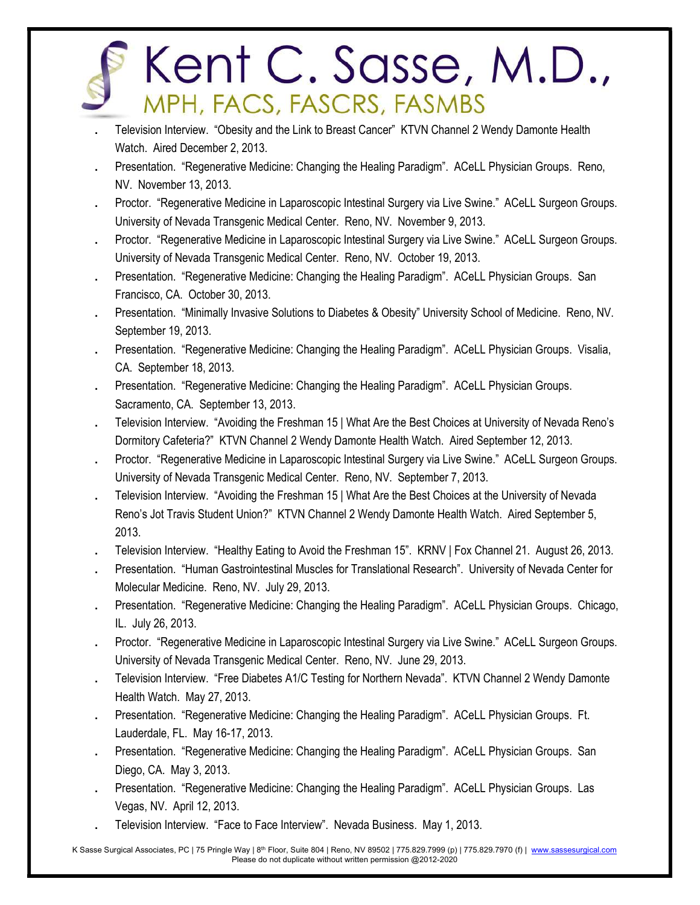- Television Interview. "Obesity and the Link to Breast Cancer" KTVN Channel 2 Wendy Damonte Health Watch. Aired December 2, 2013.
- Presentation. "Regenerative Medicine: Changing the Healing Paradigm". ACeLL Physician Groups. Reno, NV. November 13, 2013.
- Proctor. "Regenerative Medicine in Laparoscopic Intestinal Surgery via Live Swine." ACeLL Surgeon Groups. University of Nevada Transgenic Medical Center. Reno, NV. November 9, 2013.
- Proctor. "Regenerative Medicine in Laparoscopic Intestinal Surgery via Live Swine." ACeLL Surgeon Groups. University of Nevada Transgenic Medical Center. Reno, NV. October 19, 2013.
- Presentation. "Regenerative Medicine: Changing the Healing Paradigm". ACeLL Physician Groups. San Francisco, CA. October 30, 2013.
- Presentation. "Minimally Invasive Solutions to Diabetes & Obesity" University School of Medicine. Reno, NV. September 19, 2013.
- Presentation. "Regenerative Medicine: Changing the Healing Paradigm". ACeLL Physician Groups. Visalia, CA. September 18, 2013.
- Presentation. "Regenerative Medicine: Changing the Healing Paradigm". ACeLL Physician Groups. Sacramento, CA. September 13, 2013.
- Television Interview. "Avoiding the Freshman 15 | What Are the Best Choices at University of Nevada Reno's Dormitory Cafeteria?" KTVN Channel 2 Wendy Damonte Health Watch. Aired September 12, 2013.
- Proctor. "Regenerative Medicine in Laparoscopic Intestinal Surgery via Live Swine." ACeLL Surgeon Groups. University of Nevada Transgenic Medical Center. Reno, NV. September 7, 2013.
- Television Interview. "Avoiding the Freshman 15 | What Are the Best Choices at the University of Nevada Reno's Jot Travis Student Union?" KTVN Channel 2 Wendy Damonte Health Watch. Aired September 5, 2013.
- Television Interview. "Healthy Eating to Avoid the Freshman 15". KRNV | Fox Channel 21. August 26, 2013.
- Presentation. "Human Gastrointestinal Muscles for Translational Research". University of Nevada Center for Molecular Medicine. Reno, NV. July 29, 2013.
- Presentation. "Regenerative Medicine: Changing the Healing Paradigm". ACeLL Physician Groups. Chicago, IL. July 26, 2013.
- Proctor. "Regenerative Medicine in Laparoscopic Intestinal Surgery via Live Swine." ACeLL Surgeon Groups. University of Nevada Transgenic Medical Center. Reno, NV. June 29, 2013.
- Television Interview. "Free Diabetes A1/C Testing for Northern Nevada". KTVN Channel 2 Wendy Damonte Health Watch. May 27, 2013.
- Presentation. "Regenerative Medicine: Changing the Healing Paradigm". ACeLL Physician Groups. Ft. Lauderdale, FL. May 16-17, 2013.
- Presentation. "Regenerative Medicine: Changing the Healing Paradigm". ACeLL Physician Groups. San Diego, CA. May 3, 2013.
- Presentation. "Regenerative Medicine: Changing the Healing Paradigm". ACeLL Physician Groups. Las Vegas, NV. April 12, 2013.
- Television Interview. "Face to Face Interview". Nevada Business. May 1, 2013.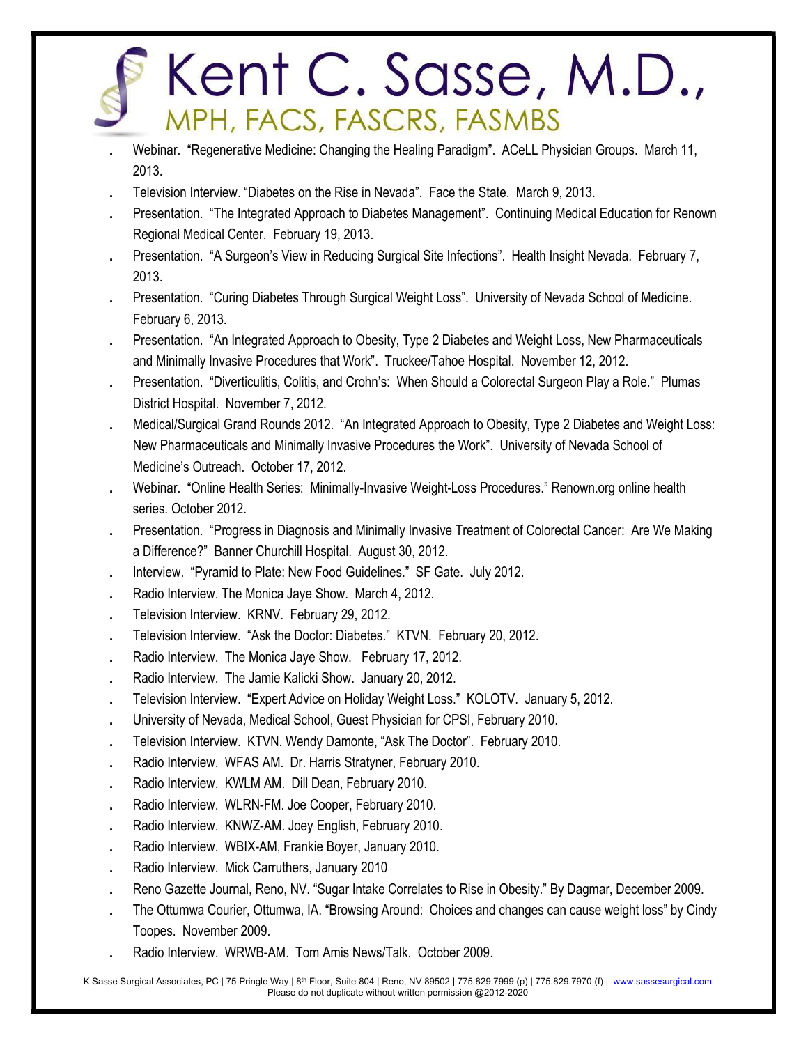- Webinar. "Regenerative Medicine: Changing the Healing Paradigm". ACeLL Physician Groups. March 11, 2013.
- Television Interview. "Diabetes on the Rise in Nevada". Face the State. March 9, 2013.
- Presentation. "The Integrated Approach to Diabetes Management". Continuing Medical Education for Renown Regional Medical Center. February 19, 2013.
- Presentation. "A Surgeon's View in Reducing Surgical Site Infections". Health Insight Nevada. February 7, 2013.
- Presentation. "Curing Diabetes Through Surgical Weight Loss". University of Nevada School of Medicine. February 6, 2013.
- Presentation. "An Integrated Approach to Obesity, Type 2 Diabetes and Weight Loss, New Pharmaceuticals and Minimally Invasive Procedures that Work". Truckee/Tahoe Hospital. November 12, 2012.
- Presentation. "Diverticulitis, Colitis, and Crohn's: When Should a Colorectal Surgeon Play a Role." Plumas District Hospital. November 7, 2012.
- Medical/Surgical Grand Rounds 2012. "An Integrated Approach to Obesity, Type 2 Diabetes and Weight Loss: New Pharmaceuticals and Minimally Invasive Procedures the Work". University of Nevada School of Medicine's Outreach. October 17, 2012.
- Webinar. "Online Health Series: Minimally-Invasive Weight-Loss Procedures." Renown.org online health series. October 2012.
- Presentation. "Progress in Diagnosis and Minimally Invasive Treatment of Colorectal Cancer: Are We Making a Difference?" Banner Churchill Hospital. August 30, 2012.
- Interview. "Pyramid to Plate: New Food Guidelines." SF Gate. July 2012.
- Radio Interview. The Monica Jaye Show. March 4, 2012.
- Television Interview. KRNV. February 29, 2012.
- Television Interview. "Ask the Doctor: Diabetes." KTVN. February 20, 2012.
- Radio Interview. The Monica Jaye Show. February 17, 2012.
- Radio Interview. The Jamie Kalicki Show. January 20, 2012.
- Television Interview. "Expert Advice on Holiday Weight Loss." KOLOTV. January 5, 2012.
- University of Nevada, Medical School, Guest Physician for CPSI, February 2010.
- Television Interview. KTVN. Wendy Damonte, "Ask The Doctor". February 2010.
- Radio Interview. WFAS AM. Dr. Harris Stratyner, February 2010.
- Radio Interview. KWLM AM. Dill Dean, February 2010.
- Radio Interview. WLRN-FM. Joe Cooper, February 2010.
- Radio Interview. KNWZ-AM. Joey English, February 2010.
- Radio Interview. WBIX-AM, Frankie Boyer, January 2010.
- Radio Interview. Mick Carruthers, January 2010
- Reno Gazette Journal, Reno, NV. "Sugar Intake Correlates to Rise in Obesity." By Dagmar, December 2009.
- The Ottumwa Courier, Ottumwa, IA. "Browsing Around: Choices and changes can cause weight loss" by Cindy Toopes. November 2009.
- Radio Interview. WRWB-AM. Tom Amis News/Talk. October 2009.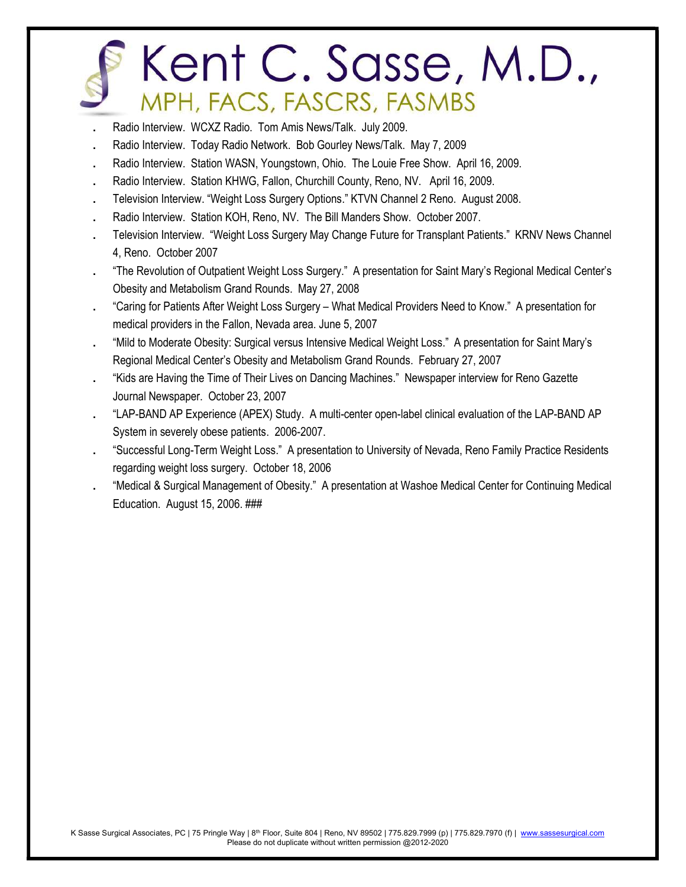- Radio Interview. WCXZ Radio. Tom Amis News/Talk. July 2009.
- Radio Interview. Today Radio Network. Bob Gourley News/Talk. May 7, 2009
- Radio Interview. Station WASN, Youngstown, Ohio. The Louie Free Show. April 16, 2009.
- Radio Interview. Station KHWG, Fallon, Churchill County, Reno, NV. April 16, 2009.
- Television Interview. "Weight Loss Surgery Options." KTVN Channel 2 Reno. August 2008.
- Radio Interview. Station KOH, Reno, NV. The Bill Manders Show. October 2007.
- Television Interview. "Weight Loss Surgery May Change Future for Transplant Patients." KRNV News Channel 4, Reno. October 2007
- "The Revolution of Outpatient Weight Loss Surgery." A presentation for Saint Mary's Regional Medical Center's Obesity and Metabolism Grand Rounds. May 27, 2008
- "Caring for Patients After Weight Loss Surgery – What Medical Providers Need to Know." A presentation for medical providers in the Fallon, Nevada area. June 5, 2007
- "Mild to Moderate Obesity: Surgical versus Intensive Medical Weight Loss." A presentation for Saint Mary's Regional Medical Center's Obesity and Metabolism Grand Rounds. February 27, 2007
- "Kids are Having the Time of Their Lives on Dancing Machines." Newspaper interview for Reno Gazette Journal Newspaper. October 23, 2007
- "LAP-BAND AP Experience (APEX) Study. A multi-center open-label clinical evaluation of the LAP-BAND AP System in severely obese patients. 2006-2007.
- "Successful Long-Term Weight Loss." A presentation to University of Nevada, Reno Family Practice Residents regarding weight loss surgery. October 18, 2006
- "Medical & Surgical Management of Obesity." A presentation at Washoe Medical Center for Continuing Medical Education. August 15, 2006. ###